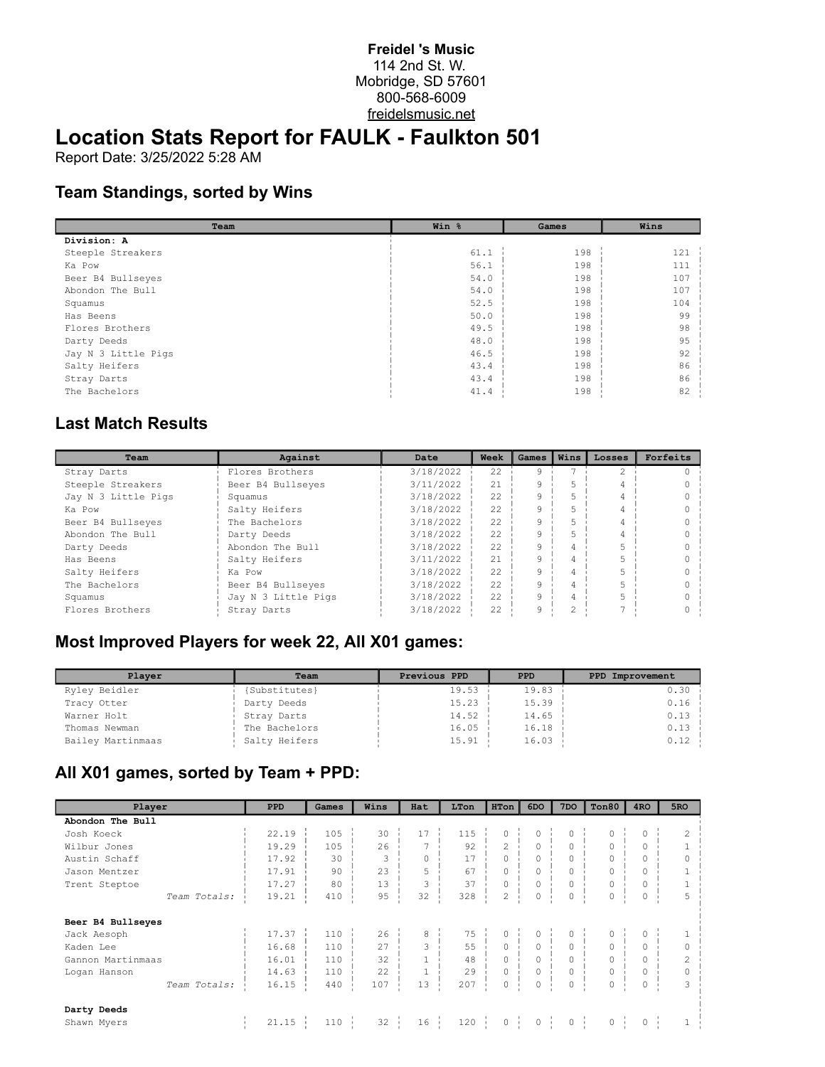**Freidel 's Music**
114 2nd St. W.
Mobridge, SD 57601
800-568-6009
freidelsmusic.net

# Location Stats Report for FAULK - Faulkton 501

Report Date: 3/25/2022 5:28 AM

## Team Standings, sorted by Wins

| Team | Win % | Games | Wins |
|---|---|---|---|
| **Division: A** | | | |
| Steeple Streakers | 61.1 | 198 | 121 |
| Ka Pow | 56.1 | 198 | 111 |
| Beer B4 Bullseyes | 54.0 | 198 | 107 |
| Abondon The Bull | 54.0 | 198 | 107 |
| Squamus | 52.5 | 198 | 104 |
| Has Beens | 50.0 | 198 | 99 |
| Flores Brothers | 49.5 | 198 | 98 |
| Darty Deeds | 48.0 | 198 | 95 |
| Jay N 3 Little Pigs | 46.5 | 198 | 92 |
| Salty Heifers | 43.4 | 198 | 86 |
| Stray Darts | 43.4 | 198 | 86 |
| The Bachelors | 41.4 | 198 | 82 |

## Last Match Results

| Team | Against | Date | Week | Games | Wins | Losses | Forfeits |
|---|---|---|---|---|---|---|---|
| Stray Darts | Flores Brothers | 3/18/2022 | 22 | 9 | 7 | 2 | 0 |
| Steeple Streakers | Beer B4 Bullseyes | 3/11/2022 | 21 | 9 | 5 | 4 | 0 |
| Jay N 3 Little Pigs | Squamus | 3/18/2022 | 22 | 9 | 5 | 4 | 0 |
| Ka Pow | Salty Heifers | 3/18/2022 | 22 | 9 | 5 | 4 | 0 |
| Beer B4 Bullseyes | The Bachelors | 3/18/2022 | 22 | 9 | 5 | 4 | 0 |
| Abondon The Bull | Darty Deeds | 3/18/2022 | 22 | 9 | 5 | 4 | 0 |
| Darty Deeds | Abondon The Bull | 3/18/2022 | 22 | 9 | 4 | 5 | 0 |
| Has Beens | Salty Heifers | 3/11/2022 | 21 | 9 | 4 | 5 | 0 |
| Salty Heifers | Ka Pow | 3/18/2022 | 22 | 9 | 4 | 5 | 0 |
| The Bachelors | Beer B4 Bullseyes | 3/18/2022 | 22 | 9 | 4 | 5 | 0 |
| Squamus | Jay N 3 Little Pigs | 3/18/2022 | 22 | 9 | 4 | 5 | 0 |
| Flores Brothers | Stray Darts | 3/18/2022 | 22 | 9 | 2 | 7 | 0 |

## Most Improved Players for week 22, All X01 games:

| Player | Team | Previous PPD | PPD | PPD Improvement |
|---|---|---|---|---|
| Ryley Beidler | {Substitutes} | 19.53 | 19.83 | 0.30 |
| Tracy Otter | Darty Deeds | 15.23 | 15.39 | 0.16 |
| Warner Holt | Stray Darts | 14.52 | 14.65 | 0.13 |
| Thomas Newman | The Bachelors | 16.05 | 16.18 | 0.13 |
| Bailey Martinmaas | Salty Heifers | 15.91 | 16.03 | 0.12 |

## All X01 games, sorted by Team + PPD:

| Player | PPD | Games | Wins | Hat | LTon | HTon | 6DO | 7DO | Ton80 | 4RO | 5RO |
|---|---|---|---|---|---|---|---|---|---|---|---|
| **Abondon The Bull** | | | | | | | | | | | |
| Josh Koeck | 22.19 | 105 | 30 | 17 | 115 | 0 | 0 | 0 | 0 | 0 | 2 |
| Wilbur Jones | 19.29 | 105 | 26 | 7 | 92 | 2 | 0 | 0 | 0 | 0 | 1 |
| Austin Schaff | 17.92 | 30 | 3 | 0 | 17 | 0 | 0 | 0 | 0 | 0 | 0 |
| Jason Mentzer | 17.91 | 90 | 23 | 5 | 67 | 0 | 0 | 0 | 0 | 0 | 1 |
| Trent Steptoe | 17.27 | 80 | 13 | 3 | 37 | 0 | 0 | 0 | 0 | 0 | 1 |
| *Team Totals:* | 19.21 | 410 | 95 | 32 | 328 | 2 | 0 | 0 | 0 | 0 | 5 |
| **Beer B4 Bullseyes** | | | | | | | | | | | |
| Jack Aesoph | 17.37 | 110 | 26 | 8 | 75 | 0 | 0 | 0 | 0 | 0 | 1 |
| Kaden Lee | 16.68 | 110 | 27 | 3 | 55 | 0 | 0 | 0 | 0 | 0 | 0 |
| Gannon Martinmaas | 16.01 | 110 | 32 | 1 | 48 | 0 | 0 | 0 | 0 | 0 | 2 |
| Logan Hanson | 14.63 | 110 | 22 | 1 | 29 | 0 | 0 | 0 | 0 | 0 | 0 |
| *Team Totals:* | 16.15 | 440 | 107 | 13 | 207 | 0 | 0 | 0 | 0 | 0 | 3 |
| **Darty Deeds** | | | | | | | | | | | |
| Shawn Myers | 21.15 | 110 | 32 | 16 | 120 | 0 | 0 | 0 | 0 | 0 | 1 |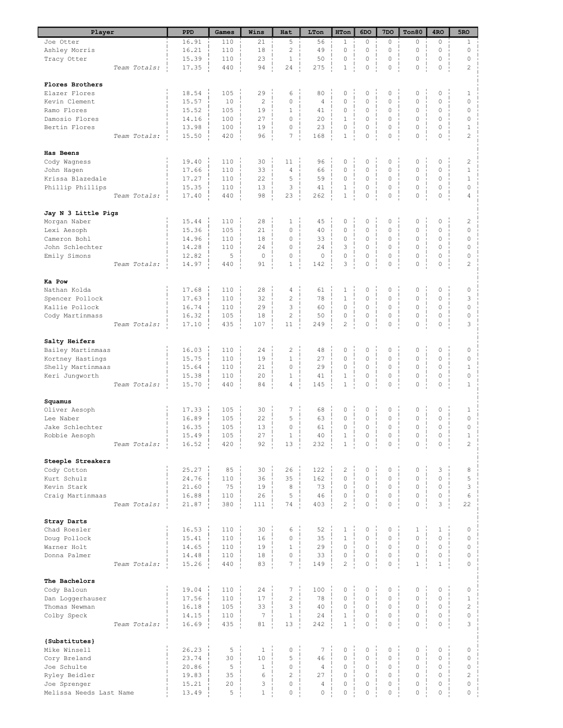| Player | PPD | Games | Wins | Hat | LTon | HTon | 6DO | 7DO | Ton80 | 4RO | 5RO |
|---|---|---|---|---|---|---|---|---|---|---|---|
| Joe Otter | 16.91 | 110 | 21 | 5 | 56 | 1 | 0 | 0 | 0 | 0 | 1 |
| Ashley Morris | 16.21 | 110 | 18 | 2 | 49 | 0 | 0 | 0 | 0 | 0 | 0 |
| Tracy Otter | 15.39 | 110 | 23 | 1 | 50 | 0 | 0 | 0 | 0 | 0 | 0 |
| *Team Totals:* | 17.35 | 440 | 94 | 24 | 275 | 1 | 0 | 0 | 0 | 0 | 2 |
| **Flores Brothers** | | | | | | | | | | | |
| Elazer Flores | 18.54 | 105 | 29 | 6 | 80 | 0 | 0 | 0 | 0 | 0 | 1 |
| Kevin Clement | 15.57 | 10 | 2 | 0 | 4 | 0 | 0 | 0 | 0 | 0 | 0 |
| Ramo Flores | 15.52 | 105 | 19 | 1 | 41 | 0 | 0 | 0 | 0 | 0 | 0 |
| Damosio Flores | 14.16 | 100 | 27 | 0 | 20 | 1 | 0 | 0 | 0 | 0 | 0 |
| Bertin Flores | 13.98 | 100 | 19 | 0 | 23 | 0 | 0 | 0 | 0 | 0 | 1 |
| *Team Totals:* | 15.50 | 420 | 96 | 7 | 168 | 1 | 0 | 0 | 0 | 0 | 2 |
| **Has Beens** | | | | | | | | | | | |
| Cody Wagness | 19.40 | 110 | 30 | 11 | 96 | 0 | 0 | 0 | 0 | 0 | 2 |
| John Hagen | 17.66 | 110 | 33 | 4 | 66 | 0 | 0 | 0 | 0 | 0 | 1 |
| Krissa Blazedale | 17.27 | 110 | 22 | 5 | 59 | 0 | 0 | 0 | 0 | 0 | 1 |
| Phillip Phillips | 15.35 | 110 | 13 | 3 | 41 | 1 | 0 | 0 | 0 | 0 | 0 |
| *Team Totals:* | 17.40 | 440 | 98 | 23 | 262 | 1 | 0 | 0 | 0 | 0 | 4 |
| **Jay N 3 Little Pigs** | | | | | | | | | | | |
| Morgan Naber | 15.44 | 110 | 28 | 1 | 45 | 0 | 0 | 0 | 0 | 0 | 2 |
| Lexi Aesoph | 15.36 | 105 | 21 | 0 | 40 | 0 | 0 | 0 | 0 | 0 | 0 |
| Cameron Bohl | 14.96 | 110 | 18 | 0 | 33 | 0 | 0 | 0 | 0 | 0 | 0 |
| John Schlechter | 14.28 | 110 | 24 | 0 | 24 | 3 | 0 | 0 | 0 | 0 | 0 |
| Emily Simons | 12.82 | 5 | 0 | 0 | 0 | 0 | 0 | 0 | 0 | 0 | 0 |
| *Team Totals:* | 14.97 | 440 | 91 | 1 | 142 | 3 | 0 | 0 | 0 | 0 | 2 |
| **Ka Pow** | | | | | | | | | | | |
| Nathan Kolda | 17.68 | 110 | 28 | 4 | 61 | 1 | 0 | 0 | 0 | 0 | 0 |
| Spencer Pollock | 17.63 | 110 | 32 | 2 | 78 | 1 | 0 | 0 | 0 | 0 | 3 |
| Kallie Pollock | 16.74 | 110 | 29 | 3 | 60 | 0 | 0 | 0 | 0 | 0 | 0 |
| Cody Martinmass | 16.32 | 105 | 18 | 2 | 50 | 0 | 0 | 0 | 0 | 0 | 0 |
| *Team Totals:* | 17.10 | 435 | 107 | 11 | 249 | 2 | 0 | 0 | 0 | 0 | 3 |
| **Salty Heifers** | | | | | | | | | | | |
| Bailey Martinmaas | 16.03 | 110 | 24 | 2 | 48 | 0 | 0 | 0 | 0 | 0 | 0 |
| Kortney Hastings | 15.75 | 110 | 19 | 1 | 27 | 0 | 0 | 0 | 0 | 0 | 0 |
| Shelly Martinmaas | 15.64 | 110 | 21 | 0 | 29 | 0 | 0 | 0 | 0 | 0 | 1 |
| Keri Jungworth | 15.38 | 110 | 20 | 1 | 41 | 1 | 0 | 0 | 0 | 0 | 0 |
| *Team Totals:* | 15.70 | 440 | 84 | 4 | 145 | 1 | 0 | 0 | 0 | 0 | 1 |
| **Squamus** | | | | | | | | | | | |
| Oliver Aesoph | 17.33 | 105 | 30 | 7 | 68 | 0 | 0 | 0 | 0 | 0 | 1 |
| Lee Naber | 16.89 | 105 | 22 | 5 | 63 | 0 | 0 | 0 | 0 | 0 | 0 |
| Jake Schlechter | 16.35 | 105 | 13 | 0 | 61 | 0 | 0 | 0 | 0 | 0 | 0 |
| Robbie Aesoph | 15.49 | 105 | 27 | 1 | 40 | 1 | 0 | 0 | 0 | 0 | 1 |
| *Team Totals:* | 16.52 | 420 | 92 | 13 | 232 | 1 | 0 | 0 | 0 | 0 | 2 |
| **Steeple Streakers** | | | | | | | | | | | |
| Cody Cotton | 25.27 | 85 | 30 | 26 | 122 | 2 | 0 | 0 | 0 | 3 | 8 |
| Kurt Schulz | 24.76 | 110 | 36 | 35 | 162 | 0 | 0 | 0 | 0 | 0 | 5 |
| Kevin Stark | 21.60 | 75 | 19 | 8 | 73 | 0 | 0 | 0 | 0 | 0 | 3 |
| Craig Martinmaas | 16.88 | 110 | 26 | 5 | 46 | 0 | 0 | 0 | 0 | 0 | 6 |
| *Team Totals:* | 21.87 | 380 | 111 | 74 | 403 | 2 | 0 | 0 | 0 | 3 | 22 |
| **Stray Darts** | | | | | | | | | | | |
| Chad Roesler | 16.53 | 110 | 30 | 6 | 52 | 1 | 0 | 0 | 1 | 1 | 0 |
| Doug Pollock | 15.41 | 110 | 16 | 0 | 35 | 1 | 0 | 0 | 0 | 0 | 0 |
| Warner Holt | 14.65 | 110 | 19 | 1 | 29 | 0 | 0 | 0 | 0 | 0 | 0 |
| Donna Palmer | 14.48 | 110 | 18 | 0 | 33 | 0 | 0 | 0 | 0 | 0 | 0 |
| *Team Totals:* | 15.26 | 440 | 83 | 7 | 149 | 2 | 0 | 0 | 1 | 1 | 0 |
| **The Bachelors** | | | | | | | | | | | |
| Cody Baloun | 19.04 | 110 | 24 | 7 | 100 | 0 | 0 | 0 | 0 | 0 | 0 |
| Dan Loggerhauser | 17.56 | 110 | 17 | 2 | 78 | 0 | 0 | 0 | 0 | 0 | 1 |
| Thomas Newman | 16.18 | 105 | 33 | 3 | 40 | 0 | 0 | 0 | 0 | 0 | 2 |
| Colby Speck | 14.15 | 110 | 7 | 1 | 24 | 1 | 0 | 0 | 0 | 0 | 0 |
| *Team Totals:* | 16.69 | 435 | 81 | 13 | 242 | 1 | 0 | 0 | 0 | 0 | 3 |
| **{Substitutes}** | | | | | | | | | | | |
| Mike Winsell | 26.23 | 5 | 1 | 0 | 7 | 0 | 0 | 0 | 0 | 0 | 0 |
| Cory Breland | 23.74 | 30 | 10 | 5 | 46 | 0 | 0 | 0 | 0 | 0 | 0 |
| Joe Schulte | 20.86 | 5 | 1 | 0 | 4 | 0 | 0 | 0 | 0 | 0 | 0 |
| Ryley Beidler | 19.83 | 35 | 6 | 2 | 27 | 0 | 0 | 0 | 0 | 0 | 2 |
| Joe Sprenger | 15.21 | 20 | 3 | 0 | 4 | 0 | 0 | 0 | 0 | 0 | 0 |
| Melissa Needs Last Name | 13.49 | 5 | 1 | 0 | 0 | 0 | 0 | 0 | 0 | 0 | 0 |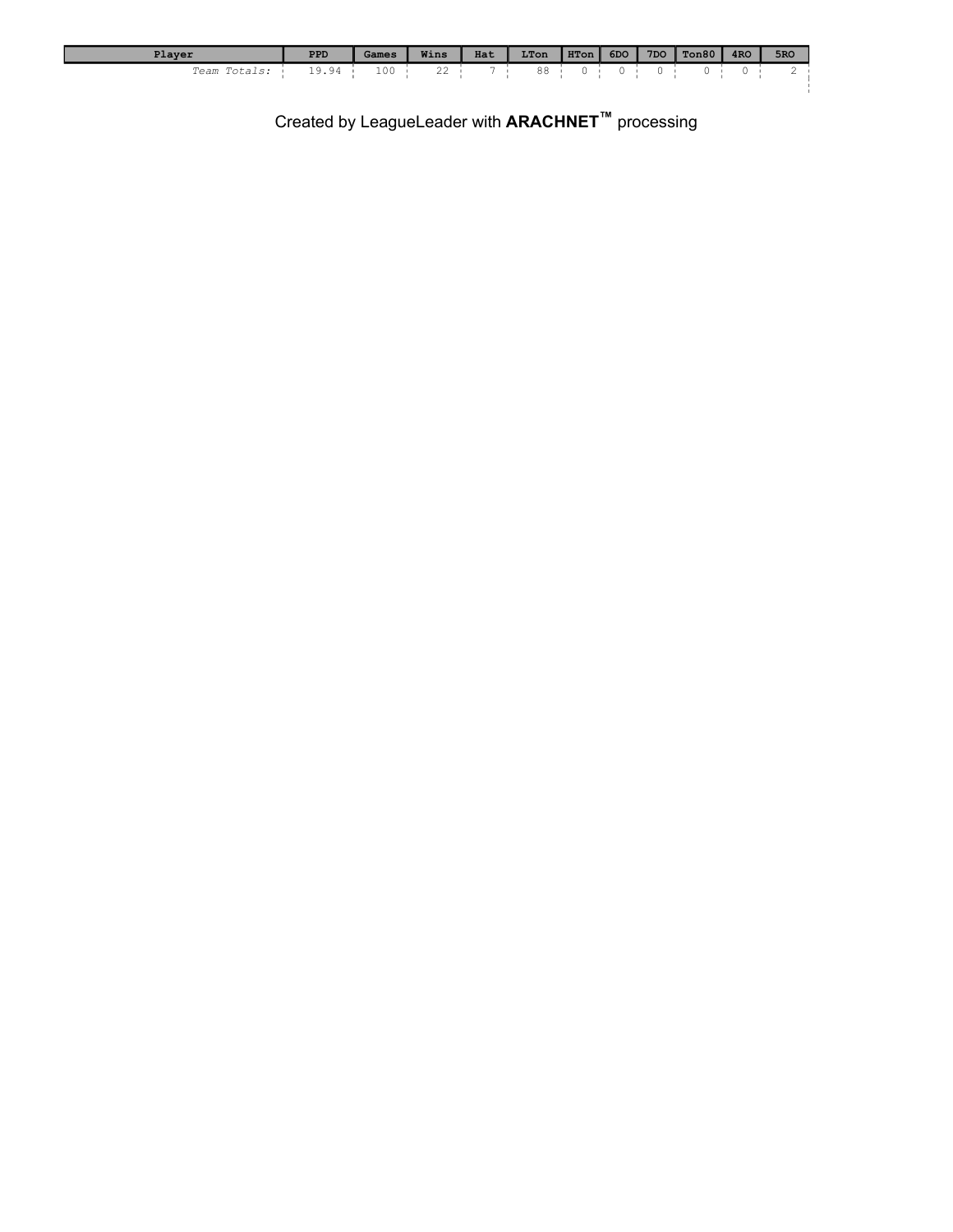| Player | PPD | Games | Wins | Hat | LTon | HTon | 6DO | 7DO | Ton80 | 4RO | 5RO |
|---|---|---|---|---|---|---|---|---|---|---|---|
| *Team Totals:* | 19.94 | 100 | 22 | 7 | 88 | 0 | 0 | 0 | 0 | 0 | 2 |

Created by LeagueLeader with **ARACHNET™** processing